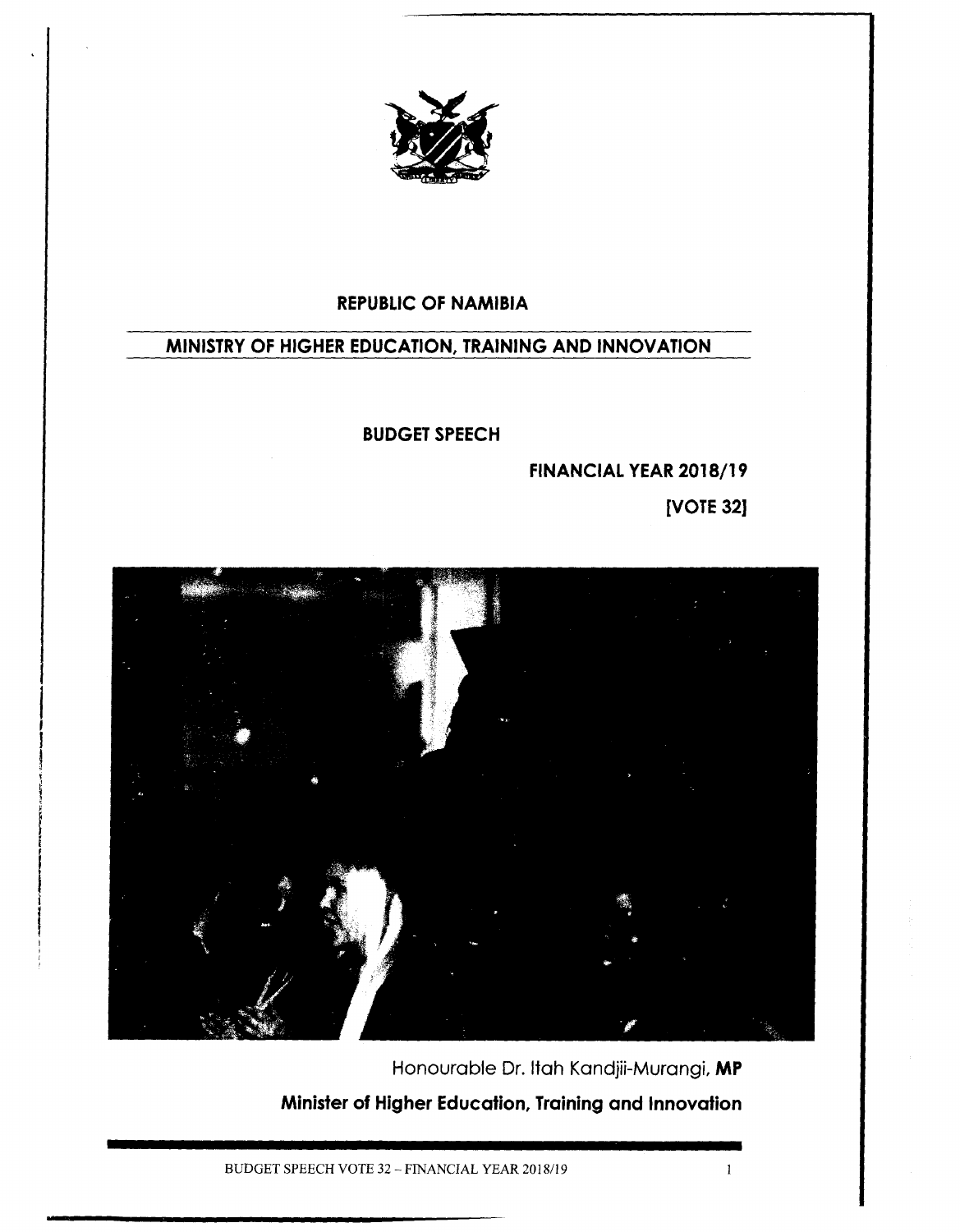**REPUBLIC OF NAMIBIA**

**MINISTRY OF HIGHER EDUCATION, TRAINING AND INNOVATION**

**BUDGET SPEECH**

**FINANCIAL YEAR 2018/19**

**[VOTE 32]**

Honourable Dr. Itah Kandjii-Murangi, **MP**

**Minister of Higher Education, Training and Innovation**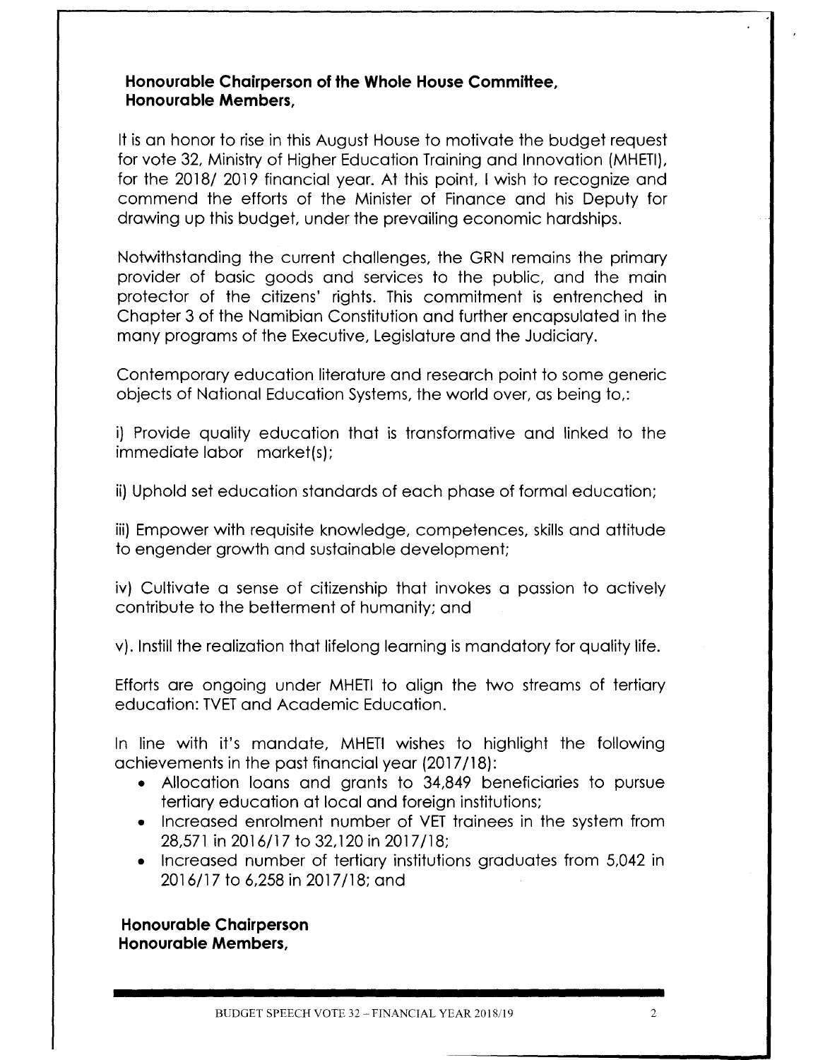**Honourable Chairperson of the Whole House Committee,**
**Honourable Members,**

It is an honor to rise in this August House to motivate the budget request for vote 32, Ministry of Higher Education Training and Innovation (MHETI), for the 2018/ 2019 financial year. At this point, I wish to recognize and commend the efforts of the Minister of Finance and his Deputy for drawing up this budget, under the prevailing economic hardships.

Notwithstanding the current challenges, the GRN remains the primary provider of basic goods and services to the public, and the main protector of the citizens' rights. This commitment is entrenched in Chapter 3 of the Namibian Constitution and further encapsulated in the many programs of the Executive, Legislature and the Judiciary.

Contemporary education literature and research point to some generic objects of National Education Systems, the world over, as being to,:

i) Provide quality education that is transformative and linked to the immediate labor market(s);

ii) Uphold set education standards of each phase of formal education;

iii) Empower with requisite knowledge, competences, skills and attitude to engender growth and sustainable development;

iv) Cultivate a sense of citizenship that invokes a passion to actively contribute to the betterment of humanity; and

v). Instill the realization that lifelong learning is mandatory for quality life.

Efforts are ongoing under MHETI to align the two streams of tertiary education: TVET and Academic Education.

In line with it's mandate, MHETI wishes to highlight the following achievements in the past financial year (2017/18):

- Allocation loans and grants to 34,849 beneficiaries to pursue tertiary education at local and foreign institutions;
- Increased enrolment number of VET trainees in the system from 28,571 in 2016/17 to 32,120 in 2017/18;
- Increased number of tertiary institutions graduates from 5,042 in 2016/17 to 6,258 in 2017/18; and

**Honourable Chairperson**
**Honourable Members,**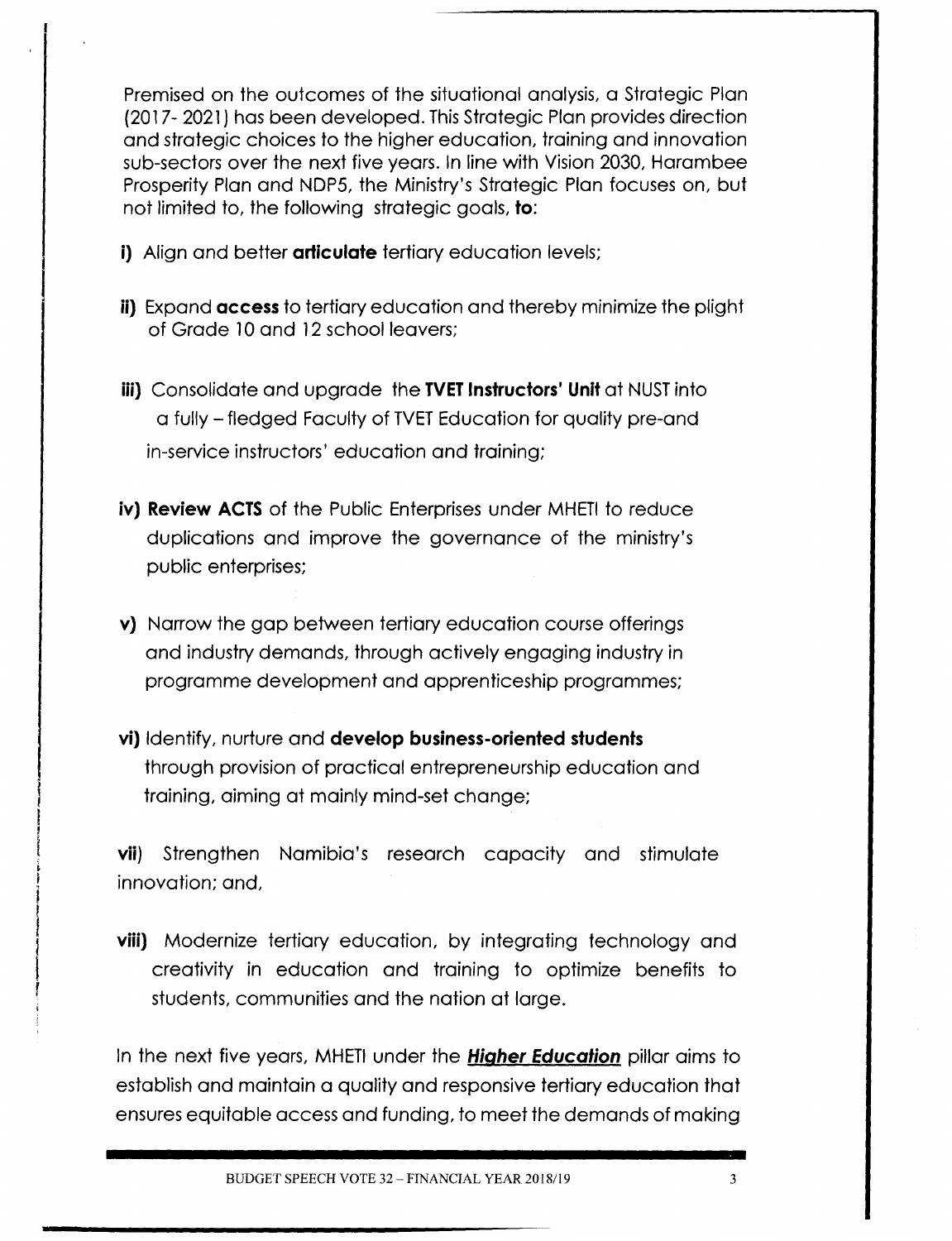Premised on the outcomes of the situational analysis, a Strategic Plan (2017- 2021) has been developed. This Strategic Plan provides direction and strategic choices to the higher education, training and innovation sub-sectors over the next five years. In line with Vision 2030, Harambee Prosperity Plan and NDP5, the Ministry's Strategic Plan focuses on, but not limited to, the following strategic goals, **to**:

**i)** Align and better **articulate** tertiary education levels;

**ii)** Expand **access** to tertiary education and thereby minimize the plight of Grade 10 and 12 school leavers;

**iii)** Consolidate and upgrade the **TVET Instructors' Unit** at NUST into a fully – fledged Faculty of TVET Education for quality pre-and in-service instructors' education and training;

**iv) Review ACTS** of the Public Enterprises under MHETI to reduce duplications and improve the governance of the ministry's public enterprises;

**v)** Narrow the gap between tertiary education course offerings and industry demands, through actively engaging industry in programme development and apprenticeship programmes;

**vi)** Identify, nurture and **develop business-oriented students** through provision of practical entrepreneurship education and training, aiming at mainly mind-set change;

**vii)** Strengthen Namibia's research capacity and stimulate innovation; and,

**viii)** Modernize tertiary education, by integrating technology and creativity in education and training to optimize benefits to students, communities and the nation at large.

In the next five years, MHETI under the ***Higher Education*** pillar aims to establish and maintain a quality and responsive tertiary education that ensures equitable access and funding, to meet the demands of making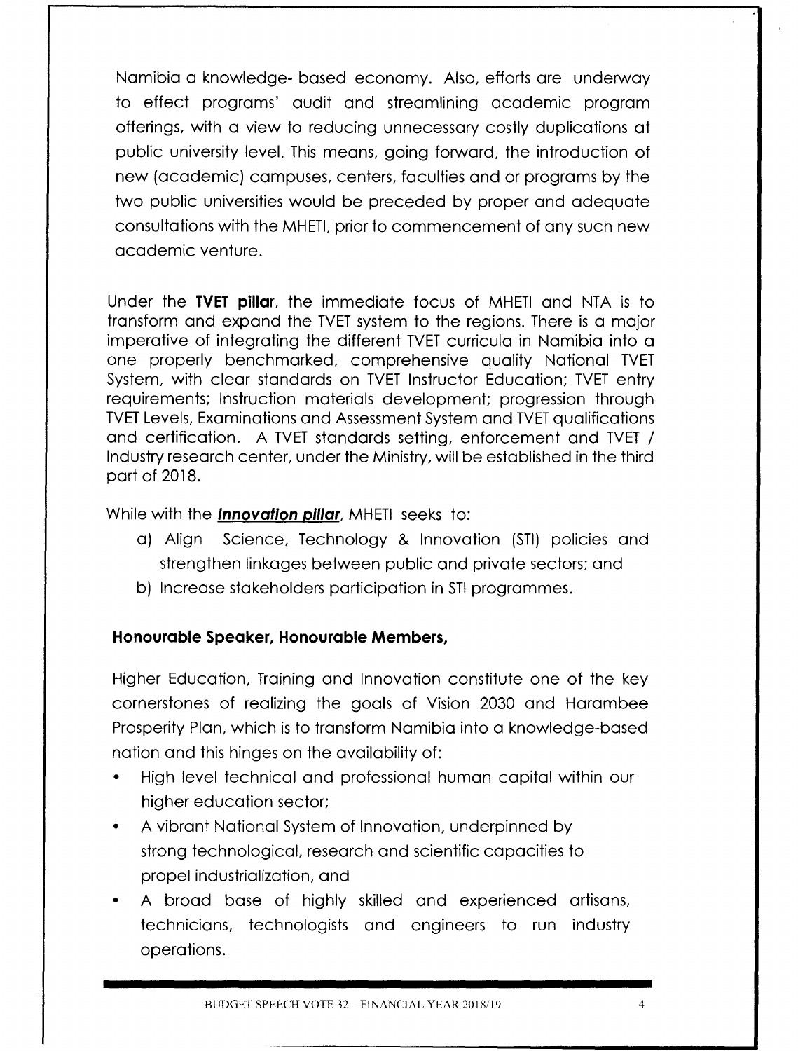Namibia a knowledge- based economy. Also, efforts are underway to effect programs' audit and streamlining academic program offerings, with a view to reducing unnecessary costly duplications at public university level. This means, going forward, the introduction of new (academic) campuses, centers, faculties and or programs by the two public universities would be preceded by proper and adequate consultations with the MHETI, prior to commencement of any such new academic venture.

Under the **TVET pillar**, the immediate focus of MHETI and NTA is to transform and expand the TVET system to the regions. There is a major imperative of integrating the different TVET curricula in Namibia into a one properly benchmarked, comprehensive quality National TVET System, with clear standards on TVET Instructor Education; TVET entry requirements; Instruction materials development; progression through TVET Levels, Examinations and Assessment System and TVET qualifications and certification. A TVET standards setting, enforcement and TVET / Industry research center, under the Ministry, will be established in the third part of 2018.

While with the ***Innovation pillar***, MHETI seeks to:

a) Align Science, Technology & Innovation (STI) policies and strengthen linkages between public and private sectors; and
b) Increase stakeholders participation in STI programmes.

**Honourable Speaker, Honourable Members,**

Higher Education, Training and Innovation constitute one of the key cornerstones of realizing the goals of Vision 2030 and Harambee Prosperity Plan, which is to transform Namibia into a knowledge-based nation and this hinges on the availability of:

- High level technical and professional human capital within our higher education sector;
- A vibrant National System of Innovation, underpinned by strong technological, research and scientific capacities to propel industrialization, and
- A broad base of highly skilled and experienced artisans, technicians, technologists and engineers to run industry operations.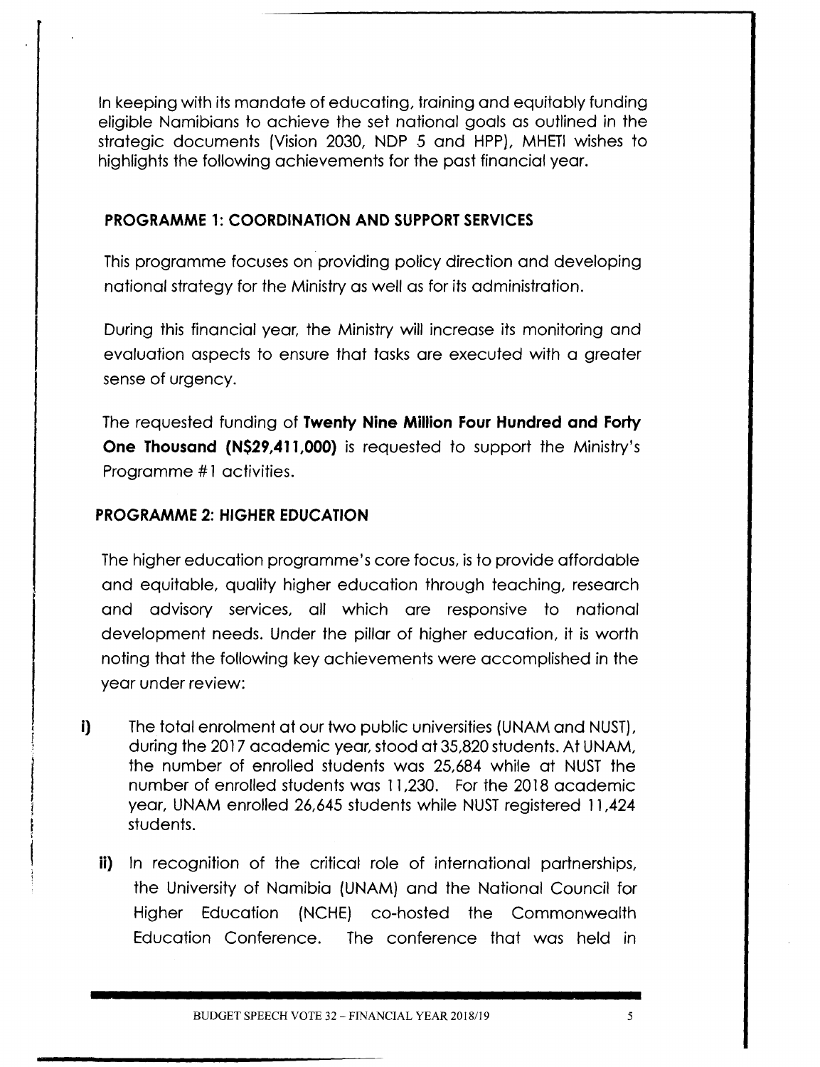In keeping with its mandate of educating, training and equitably funding eligible Namibians to achieve the set national goals as outlined in the strategic documents (Vision 2030, NDP 5 and HPP), MHETI wishes to highlights the following achievements for the past financial year.

### PROGRAMME 1: COORDINATION AND SUPPORT SERVICES

This programme focuses on providing policy direction and developing national strategy for the Ministry as well as for its administration.

During this financial year, the Ministry will increase its monitoring and evaluation aspects to ensure that tasks are executed with a greater sense of urgency.

The requested funding of **Twenty Nine Million Four Hundred and Forty One Thousand (N$29,411,000)** is requested to support the Ministry's Programme #1 activities.

### PROGRAMME 2: HIGHER EDUCATION

The higher education programme's core focus, is to provide affordable and equitable, quality higher education through teaching, research and advisory services, all which are responsive to national development needs. Under the pillar of higher education, it is worth noting that the following key achievements were accomplished in the year under review:

**i)** The total enrolment at our two public universities (UNAM and NUST), during the 2017 academic year, stood at 35,820 students. At UNAM, the number of enrolled students was 25,684 while at NUST the number of enrolled students was 11,230. For the 2018 academic year, UNAM enrolled 26,645 students while NUST registered 11,424 students.

**ii)** In recognition of the critical role of international partnerships, the University of Namibia (UNAM) and the National Council for Higher Education (NCHE) co-hosted the Commonwealth Education Conference. The conference that was held in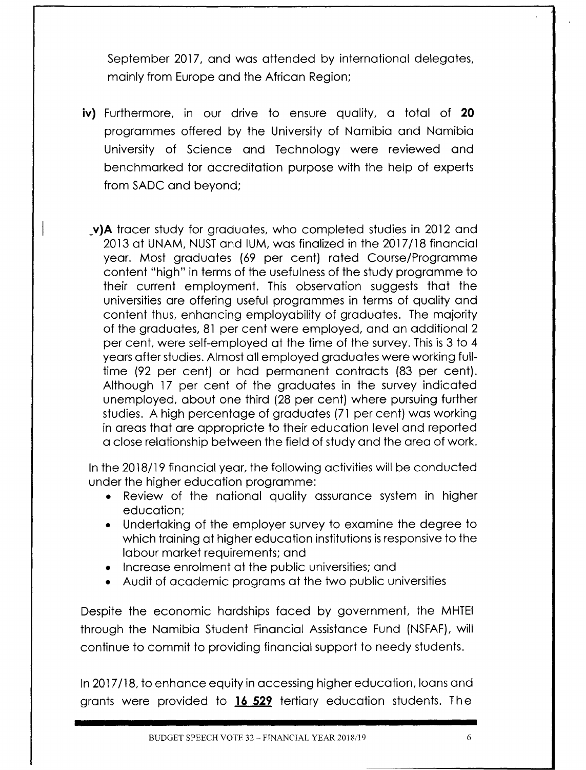September 2017, and was attended by international delegates, mainly from Europe and the African Region;

**iv)** Furthermore, in our drive to ensure quality, a total of **20** programmes offered by the University of Namibia and Namibia University of Science and Technology were reviewed and benchmarked for accreditation purpose with the help of experts from SADC and beyond;

**v)A** tracer study for graduates, who completed studies in 2012 and 2013 at UNAM, NUST and IUM, was finalized in the 2017/18 financial year. Most graduates (69 per cent) rated Course/Programme content "high" in terms of the usefulness of the study programme to their current employment. This observation suggests that the universities are offering useful programmes in terms of quality and content thus, enhancing employability of graduates. The majority of the graduates, 81 per cent were employed, and an additional 2 per cent, were self-employed at the time of the survey. This is 3 to 4 years after studies. Almost all employed graduates were working full-time (92 per cent) or had permanent contracts (83 per cent). Although 17 per cent of the graduates in the survey indicated unemployed, about one third (28 per cent) where pursuing further studies. A high percentage of graduates (71 per cent) was working in areas that are appropriate to their education level and reported a close relationship between the field of study and the area of work.

In the 2018/19 financial year, the following activities will be conducted under the higher education programme:

- Review of the national quality assurance system in higher education;
- Undertaking of the employer survey to examine the degree to which training at higher education institutions is responsive to the labour market requirements; and
- Increase enrolment at the public universities; and
- Audit of academic programs at the two public universities

Despite the economic hardships faced by government, the MHTEI through the Namibia Student Financial Assistance Fund (NSFAF), will continue to commit to providing financial support to needy students.

In 2017/18, to enhance equity in accessing higher education, loans and grants were provided to **16 529** tertiary education students. The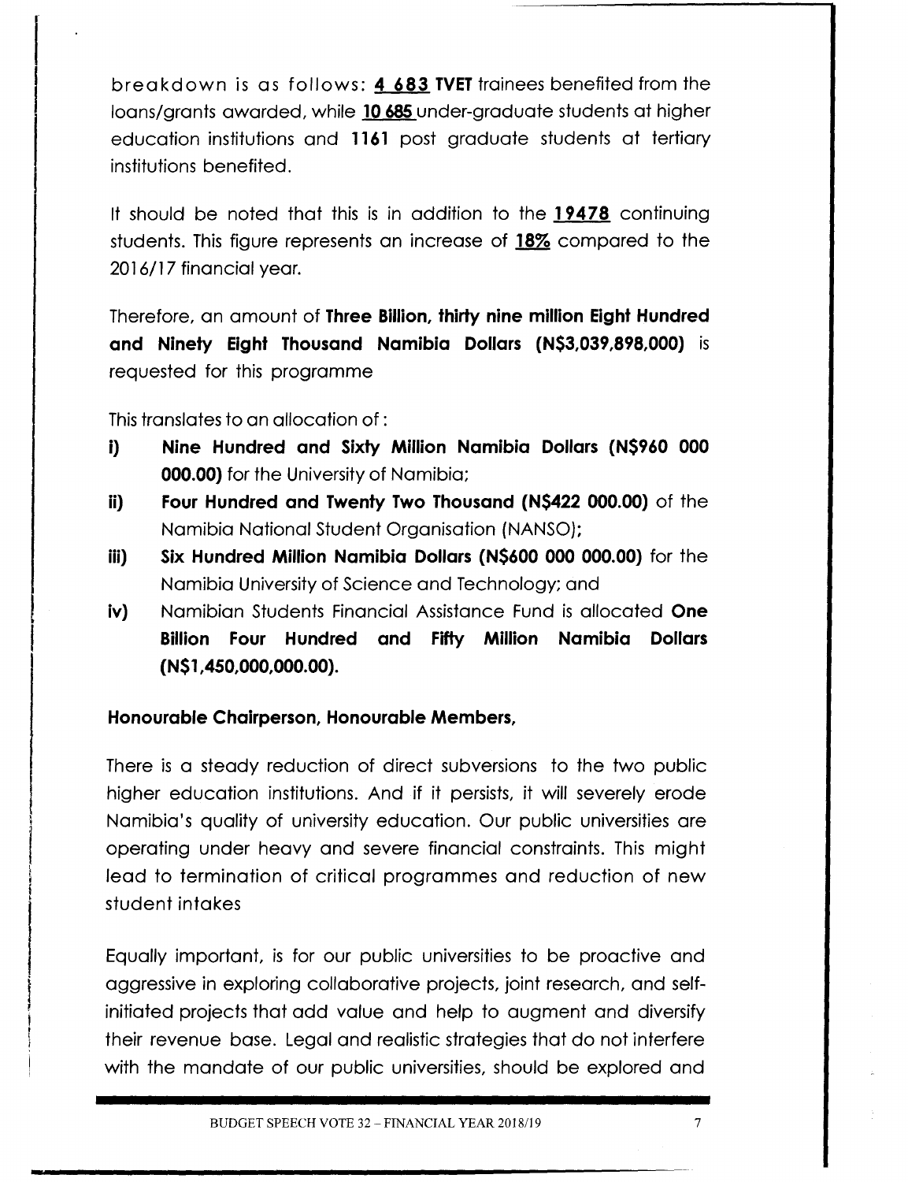breakdown is as follows: **4 683 TVET** trainees benefited from the loans/grants awarded, while **10 685** under-graduate students at higher education institutions and **1161** post graduate students at tertiary institutions benefited.

It should be noted that this is in addition to the **19478** continuing students. This figure represents an increase of **18%** compared to the 2016/17 financial year.

Therefore, an amount of **Three Billion, thirty nine million Eight Hundred and Ninety Eight Thousand Namibia Dollars (N$3,039,898,000)** is requested for this programme

This translates to an allocation of :

i) **Nine Hundred and Sixty Million Namibia Dollars (N$960 000 000.00)** for the University of Namibia;
ii) **Four Hundred and Twenty Two Thousand (N$422 000.00)** of the Namibia National Student Organisation (NANSO);
iii) **Six Hundred Million Namibia Dollars (N$600 000 000.00)** for the Namibia University of Science and Technology; and
iv) Namibian Students Financial Assistance Fund is allocated **One Billion Four Hundred and Fifty Million Namibia Dollars (N$1,450,000,000.00).**

**Honourable Chairperson, Honourable Members,**

There is a steady reduction of direct subversions to the two public higher education institutions. And if it persists, it will severely erode Namibia's quality of university education. Our public universities are operating under heavy and severe financial constraints. This might lead to termination of critical programmes and reduction of new student intakes

Equally important, is for our public universities to be proactive and aggressive in exploring collaborative projects, joint research, and self-initiated projects that add value and help to augment and diversify their revenue base. Legal and realistic strategies that do not interfere with the mandate of our public universities, should be explored and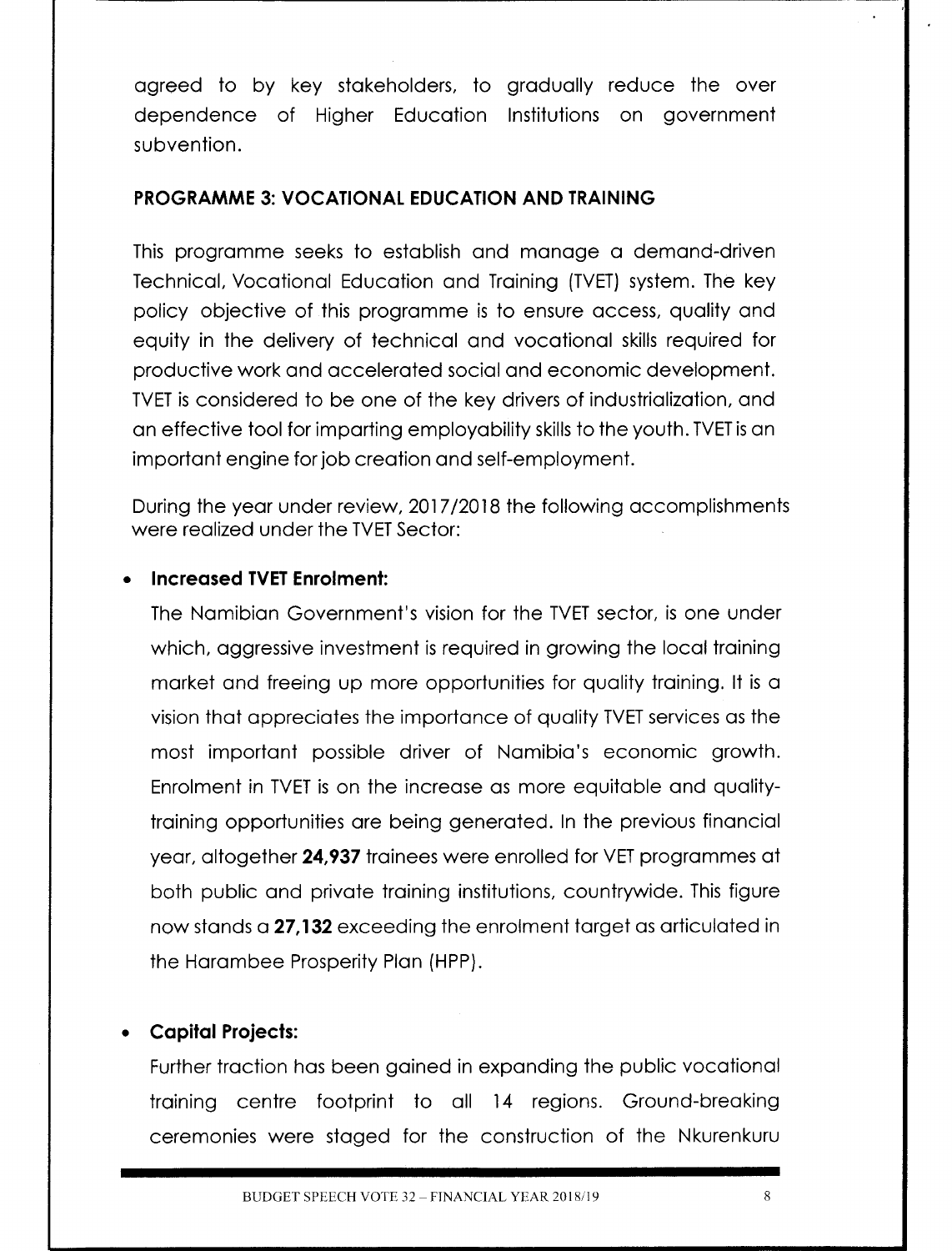agreed to by key stakeholders, to gradually reduce the over dependence of Higher Education Institutions on government subvention.

**PROGRAMME 3: VOCATIONAL EDUCATION AND TRAINING**

This programme seeks to establish and manage a demand-driven Technical, Vocational Education and Training (TVET) system. The key policy objective of this programme is to ensure access, quality and equity in the delivery of technical and vocational skills required for productive work and accelerated social and economic development. TVET is considered to be one of the key drivers of industrialization, and an effective tool for imparting employability skills to the youth. TVET is an important engine for job creation and self-employment.

During the year under review, 2017/2018 the following accomplishments were realized under the TVET Sector:

- **Increased TVET Enrolment:**

  The Namibian Government's vision for the TVET sector, is one under which, aggressive investment is required in growing the local training market and freeing up more opportunities for quality training. It is a vision that appreciates the importance of quality TVET services as the most important possible driver of Namibia's economic growth. Enrolment in TVET is on the increase as more equitable and quality-training opportunities are being generated. In the previous financial year, altogether **24,937** trainees were enrolled for VET programmes at both public and private training institutions, countrywide. This figure now stands a **27,132** exceeding the enrolment target as articulated in the Harambee Prosperity Plan (HPP).

- **Capital Projects:**

  Further traction has been gained in expanding the public vocational training centre footprint to all 14 regions. Ground-breaking ceremonies were staged for the construction of the Nkurenkuru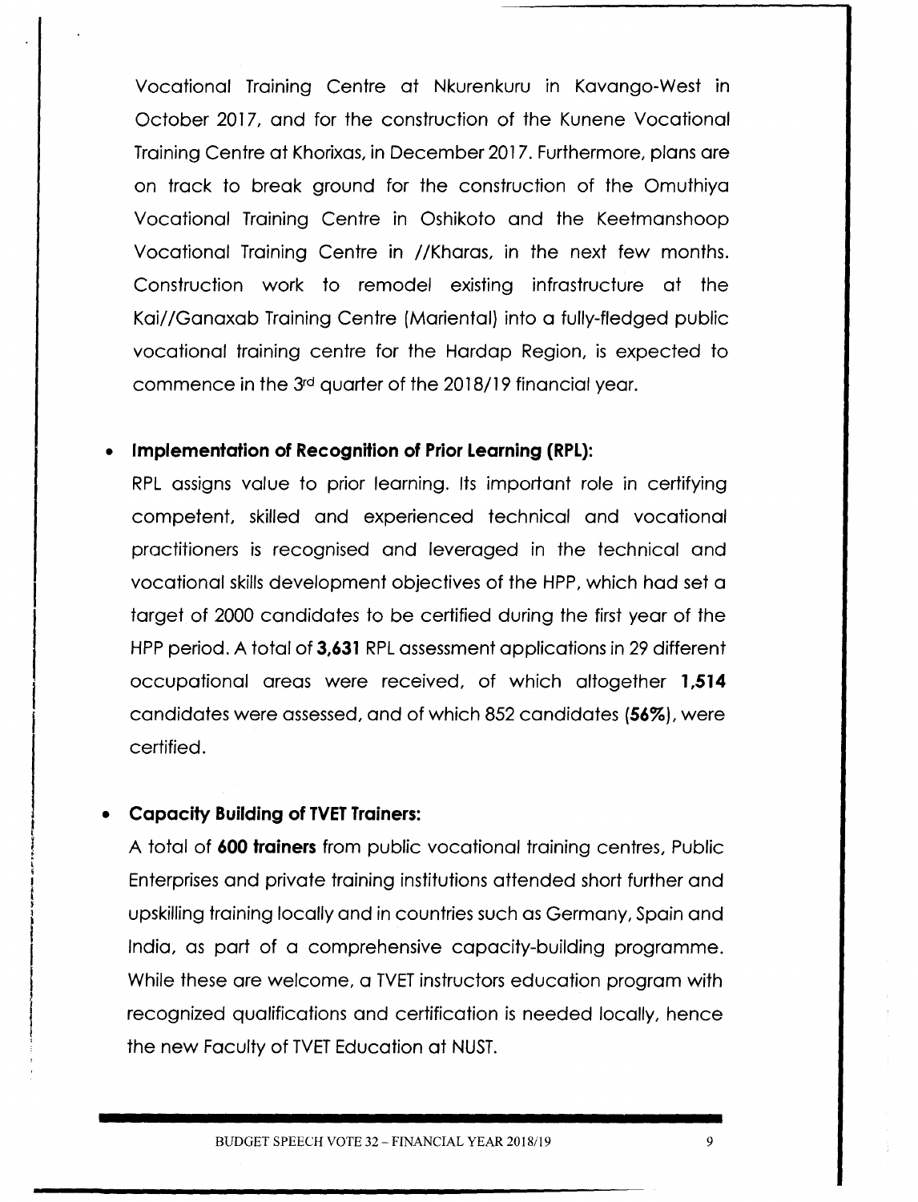Vocational Training Centre at Nkurenkuru in Kavango-West in October 2017, and for the construction of the Kunene Vocational Training Centre at Khorixas, in December 2017. Furthermore, plans are on track to break ground for the construction of the Omuthiya Vocational Training Centre in Oshikoto and the Keetmanshoop Vocational Training Centre in //Kharas, in the next few months. Construction work to remodel existing infrastructure at the Kai//Ganaxab Training Centre (Mariental) into a fully-fledged public vocational training centre for the Hardap Region, is expected to commence in the 3rd quarter of the 2018/19 financial year.

- **Implementation of Recognition of Prior Learning (RPL):**
  RPL assigns value to prior learning. Its important role in certifying competent, skilled and experienced technical and vocational practitioners is recognised and leveraged in the technical and vocational skills development objectives of the HPP, which had set a target of 2000 candidates to be certified during the first year of the HPP period. A total of **3,631** RPL assessment applications in 29 different occupational areas were received, of which altogether **1,514** candidates were assessed, and of which 852 candidates (**56%**), were certified.

- **Capacity Building of TVET Trainers:**
  A total of **600 trainers** from public vocational training centres, Public Enterprises and private training institutions attended short further and upskilling training locally and in countries such as Germany, Spain and India, as part of a comprehensive capacity-building programme. While these are welcome, a TVET instructors education program with recognized qualifications and certification is needed locally, hence the new Faculty of TVET Education at NUST.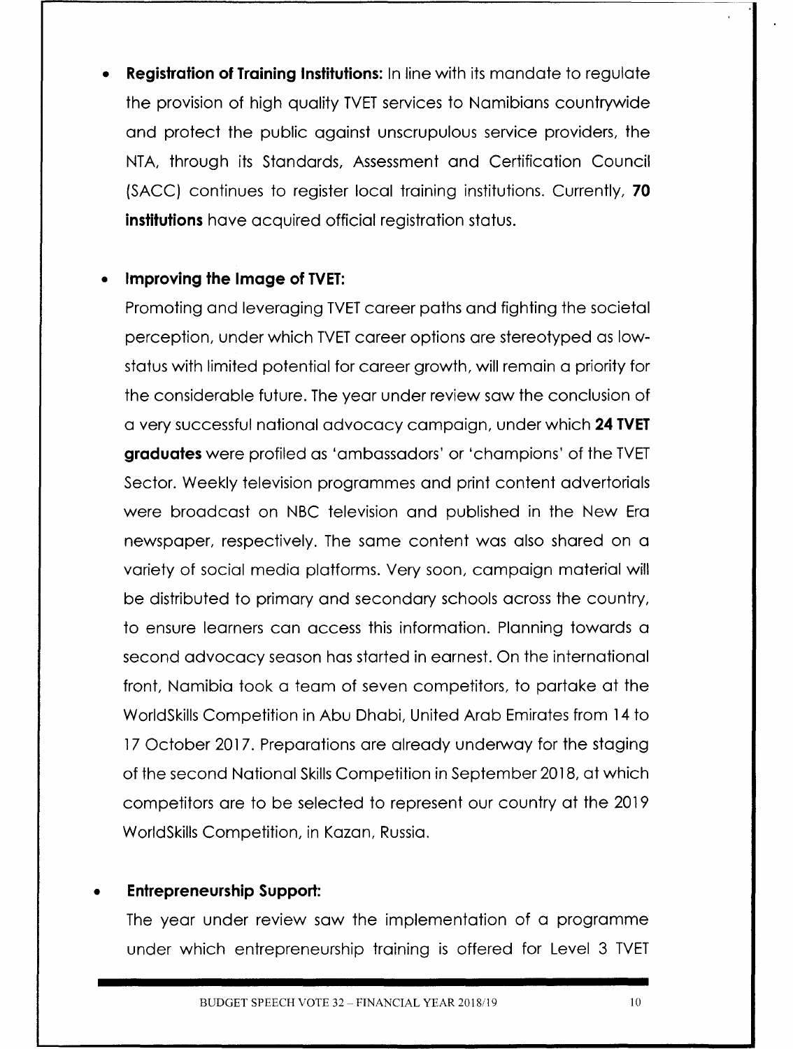- **Registration of Training Institutions:** In line with its mandate to regulate the provision of high quality TVET services to Namibians countrywide and protect the public against unscrupulous service providers, the NTA, through its Standards, Assessment and Certification Council (SACC) continues to register local training institutions. Currently, **70 institutions** have acquired official registration status.

- **Improving the Image of TVET:**
  Promoting and leveraging TVET career paths and fighting the societal perception, under which TVET career options are stereotyped as low-status with limited potential for career growth, will remain a priority for the considerable future. The year under review saw the conclusion of a very successful national advocacy campaign, under which **24 TVET graduates** were profiled as 'ambassadors' or 'champions' of the TVET Sector. Weekly television programmes and print content advertorials were broadcast on NBC television and published in the New Era newspaper, respectively. The same content was also shared on a variety of social media platforms. Very soon, campaign material will be distributed to primary and secondary schools across the country, to ensure learners can access this information. Planning towards a second advocacy season has started in earnest. On the international front, Namibia took a team of seven competitors, to partake at the WorldSkills Competition in Abu Dhabi, United Arab Emirates from 14 to 17 October 2017. Preparations are already underway for the staging of the second National Skills Competition in September 2018, at which competitors are to be selected to represent our country at the 2019 WorldSkills Competition, in Kazan, Russia.

- **Entrepreneurship Support:**
  The year under review saw the implementation of a programme under which entrepreneurship training is offered for Level 3 TVET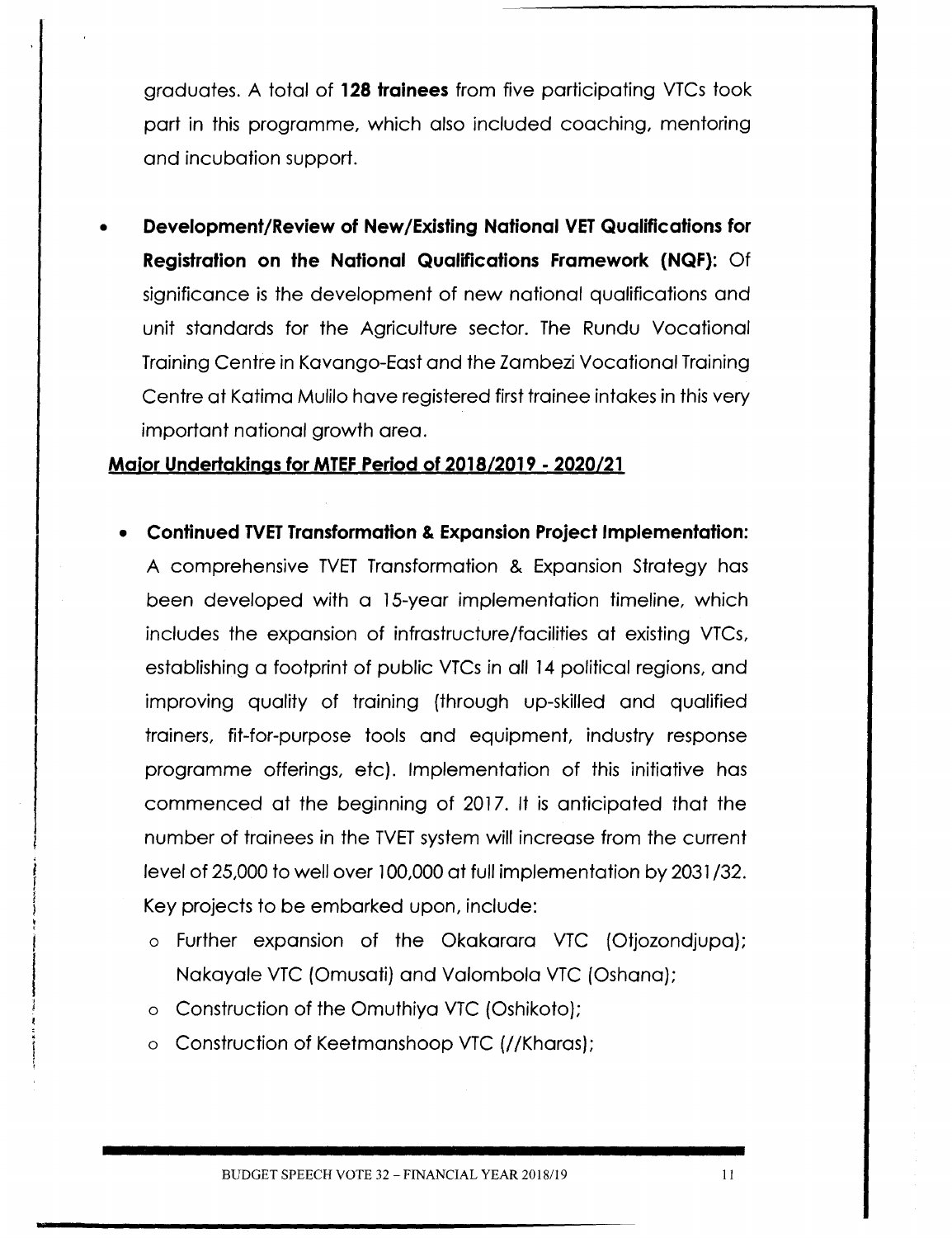graduates. A total of **128 trainees** from five participating VTCs took part in this programme, which also included coaching, mentoring and incubation support.

- **Development/Review of New/Existing National VET Qualifications for Registration on the National Qualifications Framework (NQF):** Of significance is the development of new national qualifications and unit standards for the Agriculture sector. The Rundu Vocational Training Centre in Kavango-East and the Zambezi Vocational Training Centre at Katima Mulilo have registered first trainee intakes in this very important national growth area.

**Major Undertakings for MTEF Period of 2018/2019 - 2020/21**

- **Continued TVET Transformation & Expansion Project Implementation:** A comprehensive TVET Transformation & Expansion Strategy has been developed with a 15-year implementation timeline, which includes the expansion of infrastructure/facilities at existing VTCs, establishing a footprint of public VTCs in all 14 political regions, and improving quality of training (through up-skilled and qualified trainers, fit-for-purpose tools and equipment, industry response programme offerings, etc). Implementation of this initiative has commenced at the beginning of 2017. It is anticipated that the number of trainees in the TVET system will increase from the current level of 25,000 to well over 100,000 at full implementation by 2031/32. Key projects to be embarked upon, include:
  - Further expansion of the Okakarara VTC (Otjozondjupa); Nakayale VTC (Omusati) and Valombola VTC (Oshana);
  - Construction of the Omuthiya VTC (Oshikoto);
  - Construction of Keetmanshoop VTC (//Kharas);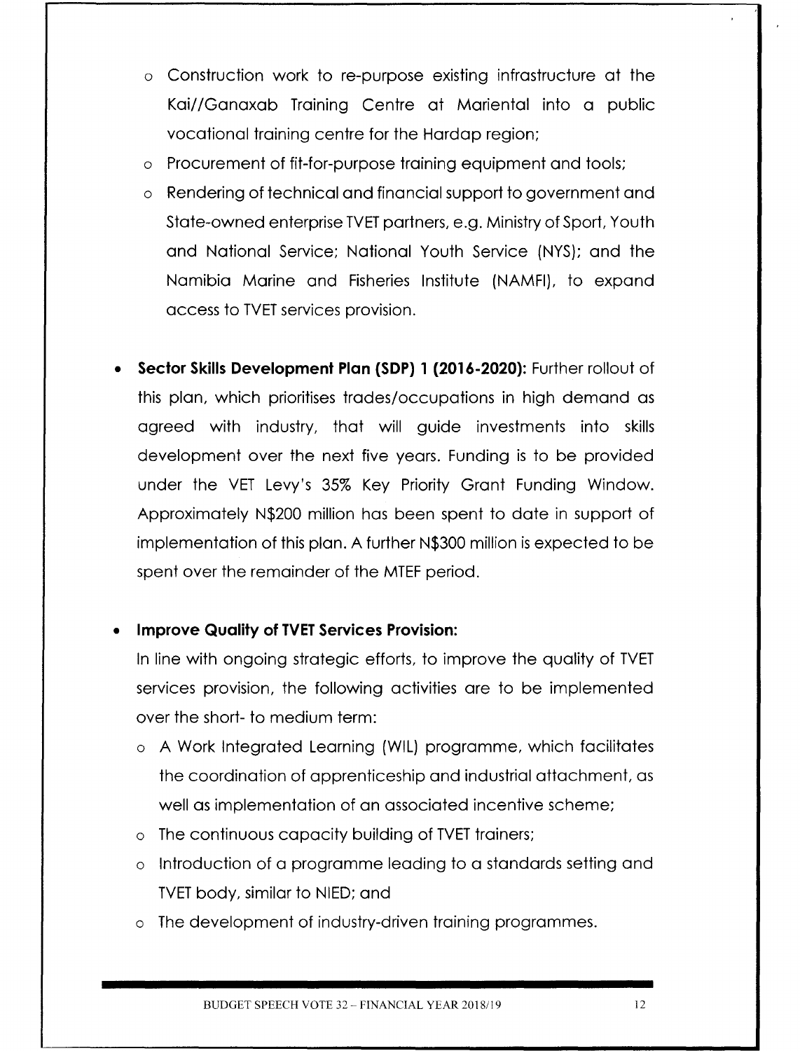- Construction work to re-purpose existing infrastructure at the Kai//Ganaxab Training Centre at Mariental into a public vocational training centre for the Hardap region;
  - Procurement of fit-for-purpose training equipment and tools;
  - Rendering of technical and financial support to government and State-owned enterprise TVET partners, e.g. Ministry of Sport, Youth and National Service; National Youth Service (NYS); and the Namibia Marine and Fisheries Institute (NAMFI), to expand access to TVET services provision.

- **Sector Skills Development Plan (SDP) 1 (2016-2020):** Further rollout of this plan, which prioritises trades/occupations in high demand as agreed with industry, that will guide investments into skills development over the next five years. Funding is to be provided under the VET Levy's 35% Key Priority Grant Funding Window. Approximately N$200 million has been spent to date in support of implementation of this plan. A further N$300 million is expected to be spent over the remainder of the MTEF period.

- **Improve Quality of TVET Services Provision:**

  In line with ongoing strategic efforts, to improve the quality of TVET services provision, the following activities are to be implemented over the short- to medium term:
  - A Work Integrated Learning (WIL) programme, which facilitates the coordination of apprenticeship and industrial attachment, as well as implementation of an associated incentive scheme;
  - The continuous capacity building of TVET trainers;
  - Introduction of a programme leading to a standards setting and TVET body, similar to NIED; and
  - The development of industry-driven training programmes.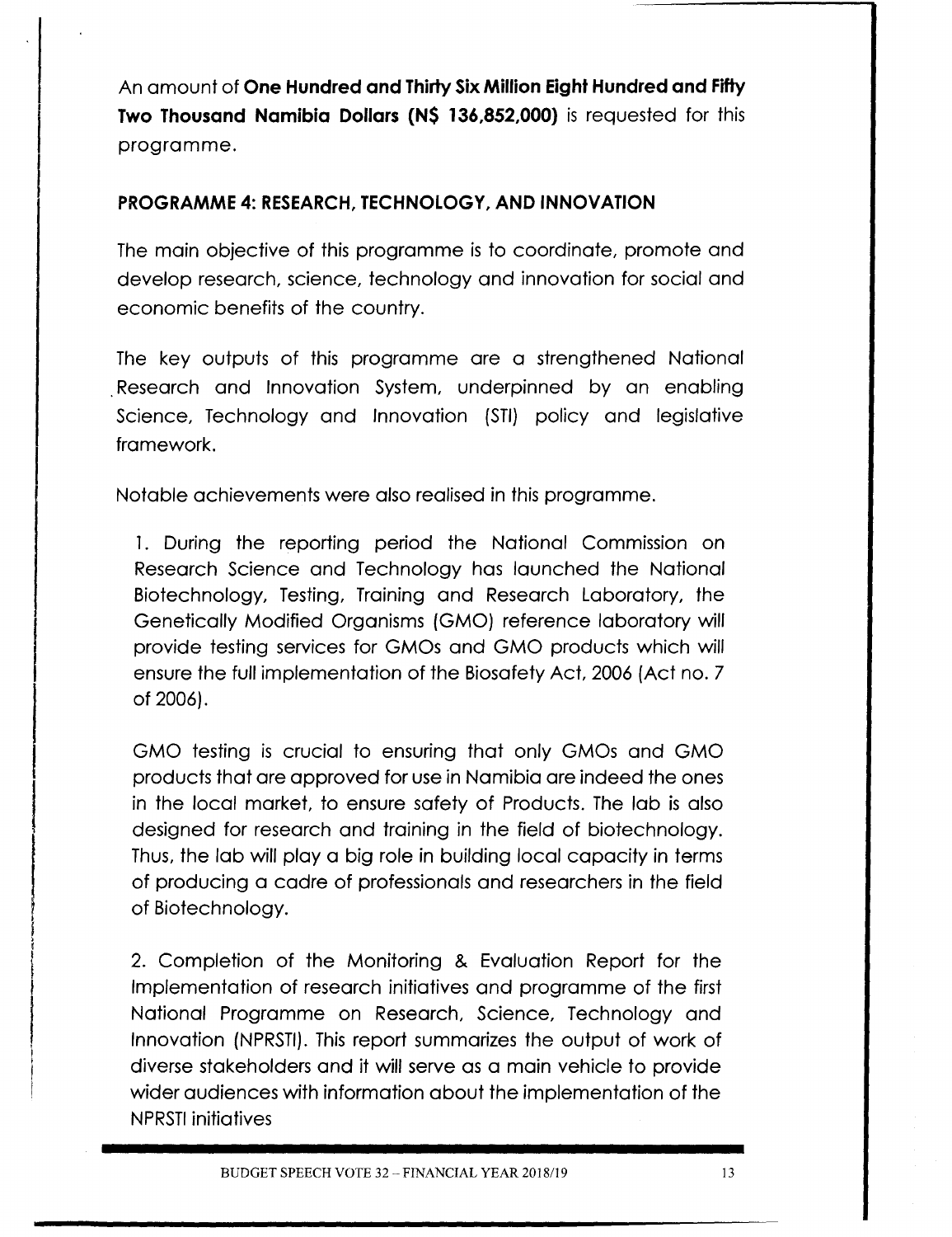An amount of **One Hundred and Thirty Six Million Eight Hundred and Fifty Two Thousand Namibia Dollars (N$ 136,852,000)** is requested for this programme.

## PROGRAMME 4: RESEARCH, TECHNOLOGY, AND INNOVATION

The main objective of this programme is to coordinate, promote and develop research, science, technology and innovation for social and economic benefits of the country.

The key outputs of this programme are a strengthened National Research and Innovation System, underpinned by an enabling Science, Technology and Innovation (STI) policy and legislative framework.

Notable achievements were also realised in this programme.

1. During the reporting period the National Commission on Research Science and Technology has launched the National Biotechnology, Testing, Training and Research Laboratory, the Genetically Modified Organisms (GMO) reference laboratory will provide testing services for GMOs and GMO products which will ensure the full implementation of the Biosafety Act, 2006 (Act no. 7 of 2006).

   GMO testing is crucial to ensuring that only GMOs and GMO products that are approved for use in Namibia are indeed the ones in the local market, to ensure safety of Products. The lab is also designed for research and training in the field of biotechnology. Thus, the lab will play a big role in building local capacity in terms of producing a cadre of professionals and researchers in the field of Biotechnology.

2. Completion of the Monitoring & Evaluation Report for the Implementation of research initiatives and programme of the first National Programme on Research, Science, Technology and Innovation (NPRSTI). This report summarizes the output of work of diverse stakeholders and it will serve as a main vehicle to provide wider audiences with information about the implementation of the NPRSTI initiatives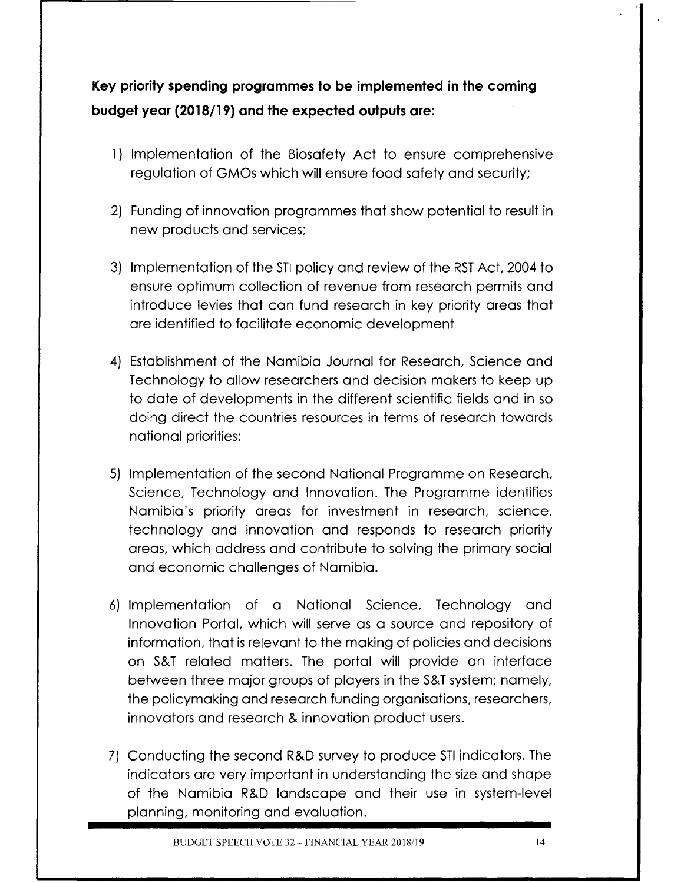**Key priority spending programmes to be implemented in the coming budget year (2018/19) and the expected outputs are:**

1) Implementation of the Biosafety Act to ensure comprehensive regulation of GMOs which will ensure food safety and security;

2) Funding of innovation programmes that show potential to result in new products and services;

3) Implementation of the STI policy and review of the RST Act, 2004 to ensure optimum collection of revenue from research permits and introduce levies that can fund research in key priority areas that are identified to facilitate economic development

4) Establishment of the Namibia Journal for Research, Science and Technology to allow researchers and decision makers to keep up to date of developments in the different scientific fields and in so doing direct the countries resources in terms of research towards national priorities;

5) Implementation of the second National Programme on Research, Science, Technology and Innovation. The Programme identifies Namibia's priority areas for investment in research, science, technology and innovation and responds to research priority areas, which address and contribute to solving the primary social and economic challenges of Namibia.

6) Implementation of a National Science, Technology and Innovation Portal, which will serve as a source and repository of information, that is relevant to the making of policies and decisions on S&T related matters. The portal will provide an interface between three major groups of players in the S&T system; namely, the policymaking and research funding organisations, researchers, innovators and research & innovation product users.

7) Conducting the second R&D survey to produce STI indicators. The indicators are very important in understanding the size and shape of the Namibia R&D landscape and their use in system-level planning, monitoring and evaluation.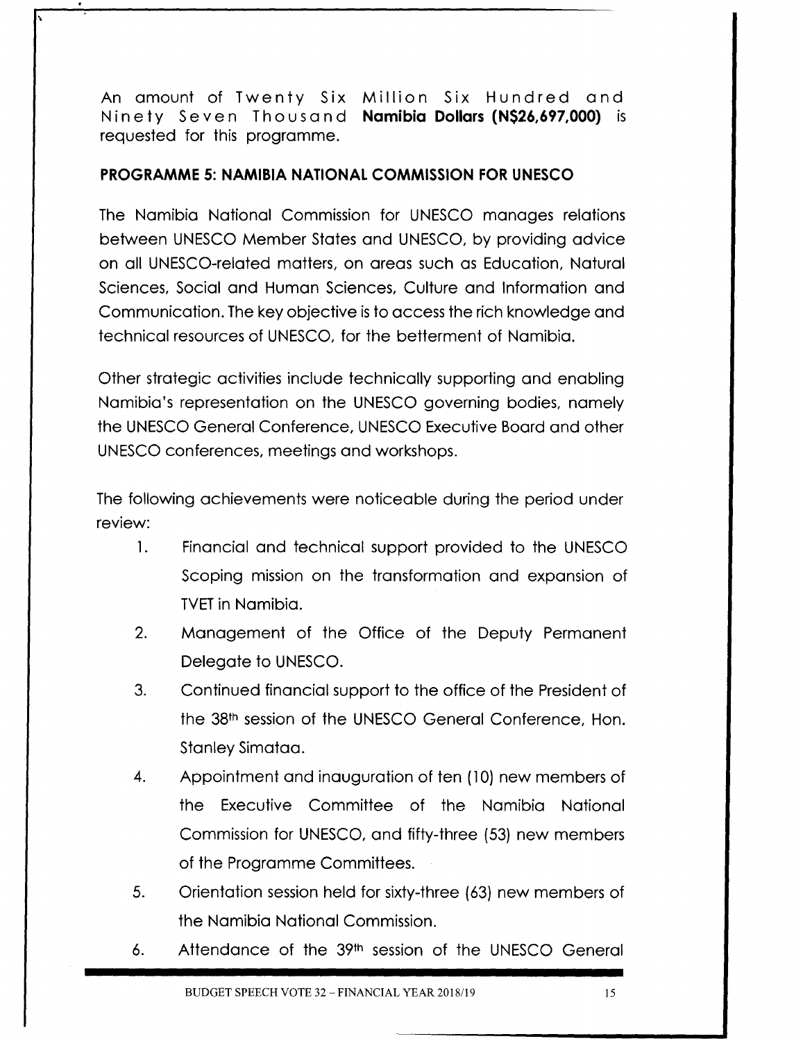An amount of Twenty Six Million Six Hundred and Ninety Seven Thousand **Namibia Dollars (N$26,697,000)** is requested for this programme.

**PROGRAMME 5: NAMIBIA NATIONAL COMMISSION FOR UNESCO**

The Namibia National Commission for UNESCO manages relations between UNESCO Member States and UNESCO, by providing advice on all UNESCO-related matters, on areas such as Education, Natural Sciences, Social and Human Sciences, Culture and Information and Communication. The key objective is to access the rich knowledge and technical resources of UNESCO, for the betterment of Namibia.

Other strategic activities include technically supporting and enabling Namibia's representation on the UNESCO governing bodies, namely the UNESCO General Conference, UNESCO Executive Board and other UNESCO conferences, meetings and workshops.

The following achievements were noticeable during the period under review:

1. Financial and technical support provided to the UNESCO Scoping mission on the transformation and expansion of TVET in Namibia.
2. Management of the Office of the Deputy Permanent Delegate to UNESCO.
3. Continued financial support to the office of the President of the 38th session of the UNESCO General Conference, Hon. Stanley Simataa.
4. Appointment and inauguration of ten (10) new members of the Executive Committee of the Namibia National Commission for UNESCO, and fifty-three (53) new members of the Programme Committees.
5. Orientation session held for sixty-three (63) new members of the Namibia National Commission.
6. Attendance of the 39th session of the UNESCO General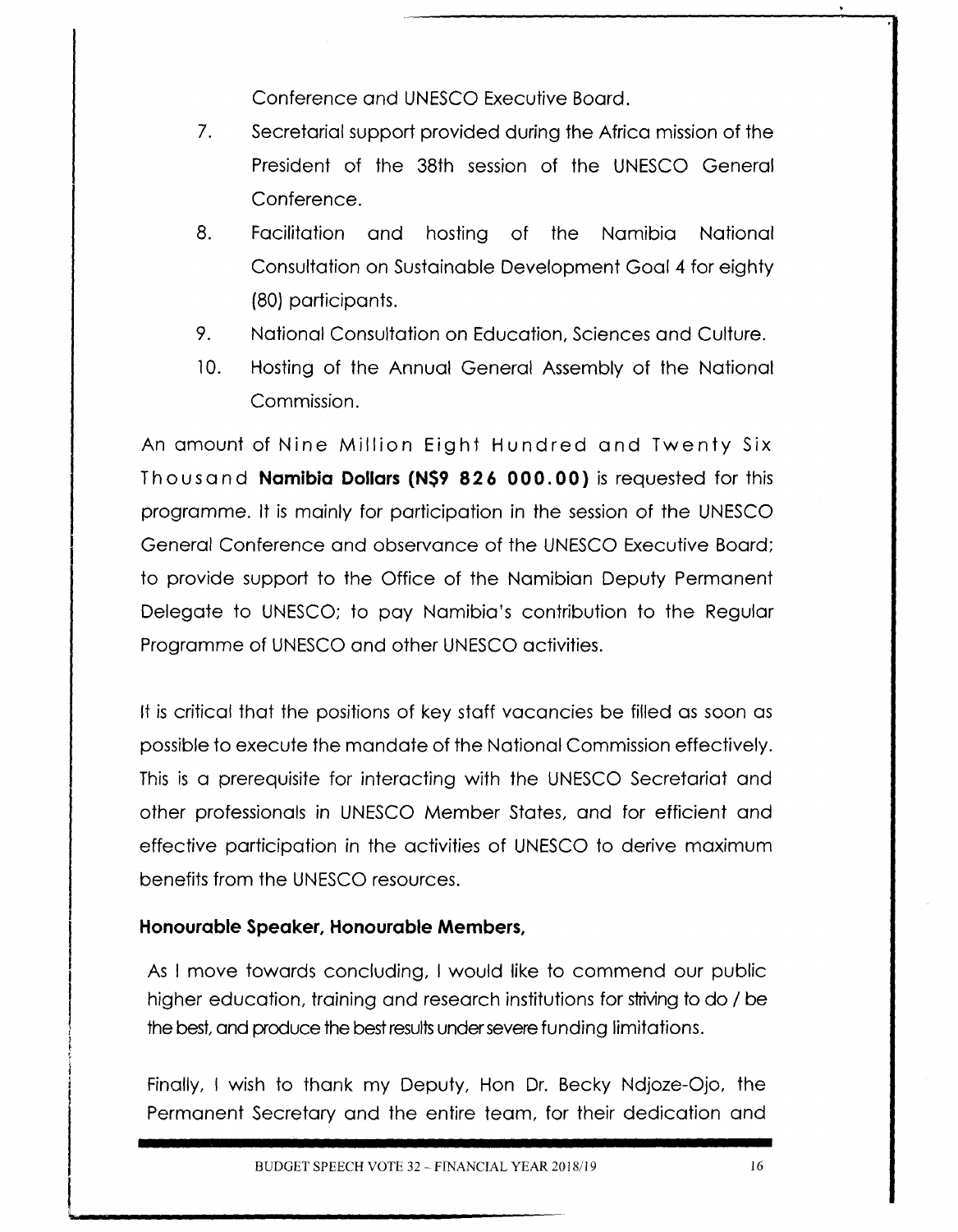Conference and UNESCO Executive Board.

7. Secretarial support provided during the Africa mission of the President of the 38th session of the UNESCO General Conference.
8. Facilitation and hosting of the Namibia National Consultation on Sustainable Development Goal 4 for eighty (80) participants.
9. National Consultation on Education, Sciences and Culture.
10. Hosting of the Annual General Assembly of the National Commission.

An amount of Nine Million Eight Hundred and Twenty Six Thousand **Namibia Dollars (N$9 826 000.00)** is requested for this programme. It is mainly for participation in the session of the UNESCO General Conference and observance of the UNESCO Executive Board; to provide support to the Office of the Namibian Deputy Permanent Delegate to UNESCO; to pay Namibia's contribution to the Regular Programme of UNESCO and other UNESCO activities.

It is critical that the positions of key staff vacancies be filled as soon as possible to execute the mandate of the National Commission effectively. This is a prerequisite for interacting with the UNESCO Secretariat and other professionals in UNESCO Member States, and for efficient and effective participation in the activities of UNESCO to derive maximum benefits from the UNESCO resources.

**Honourable Speaker, Honourable Members,**

As I move towards concluding, I would like to commend our public higher education, training and research institutions for striving to do / be the best, and produce the best results under severe funding limitations.

Finally, I wish to thank my Deputy, Hon Dr. Becky Ndjoze-Ojo, the Permanent Secretary and the entire team, for their dedication and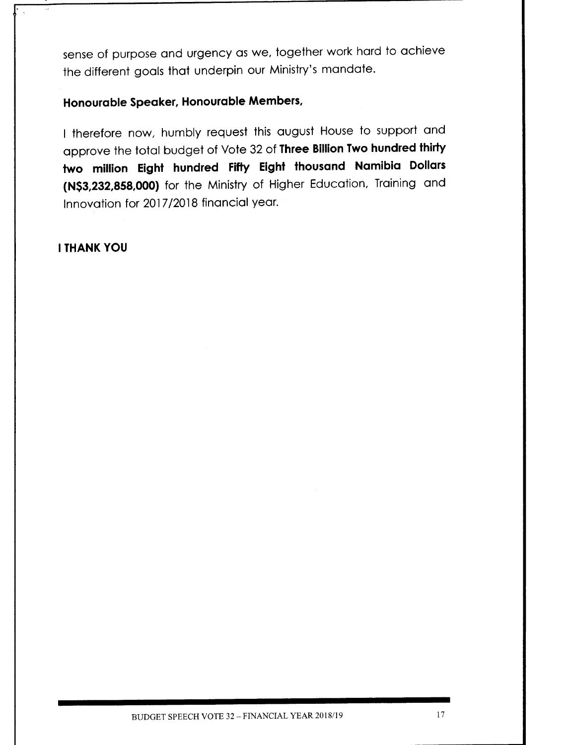sense of purpose and urgency as we, together work hard to achieve the different goals that underpin our Ministry's mandate.

**Honourable Speaker, Honourable Members,**

I therefore now, humbly request this august House to support and approve the total budget of Vote 32 of **Three Billion Two hundred thirty two million Eight hundred Fifty Eight thousand Namibia Dollars (N$3,232,858,000)** for the Ministry of Higher Education, Training and Innovation for 2017/2018 financial year.

**I THANK YOU**